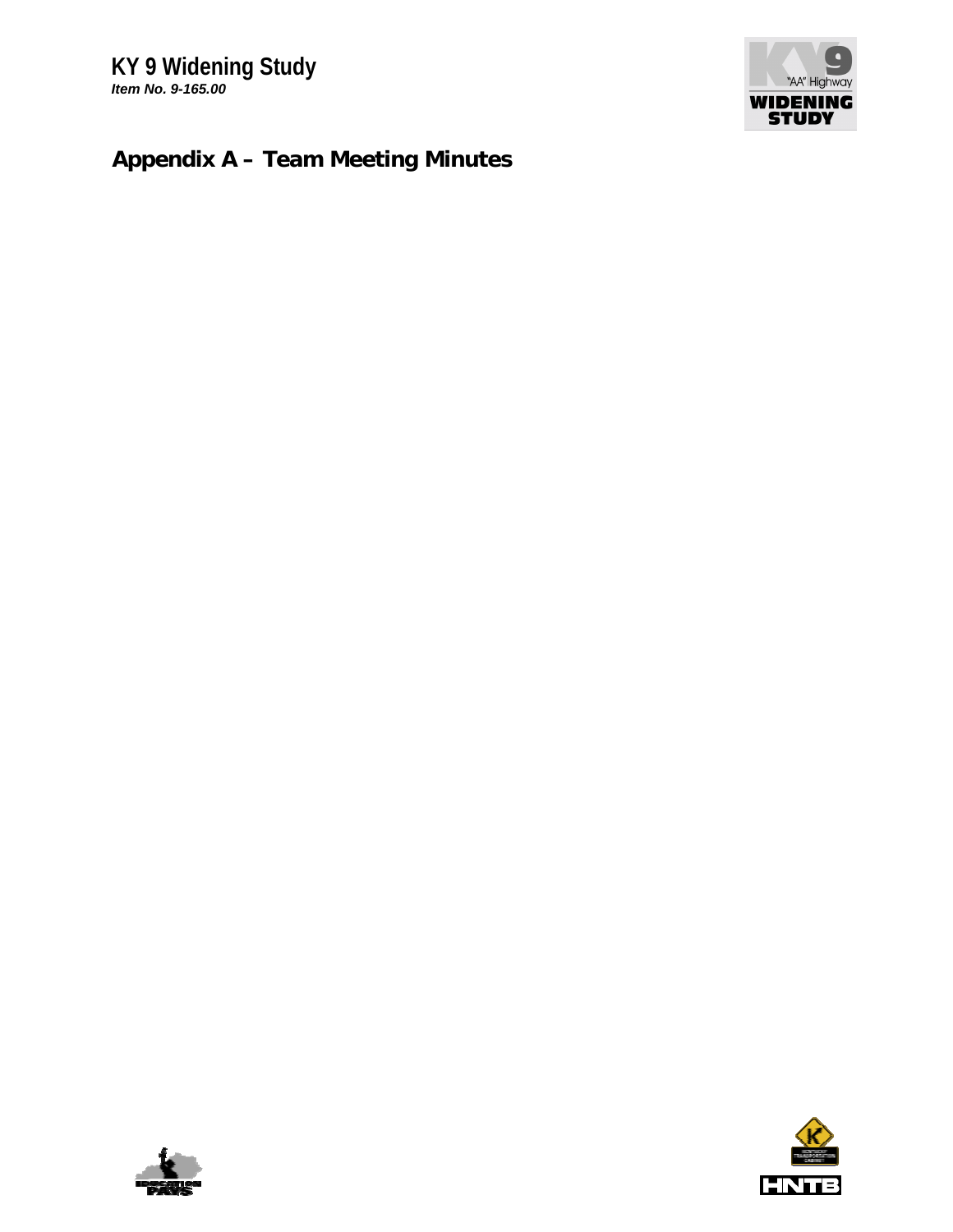# Appendix A – Team Meeting Minutes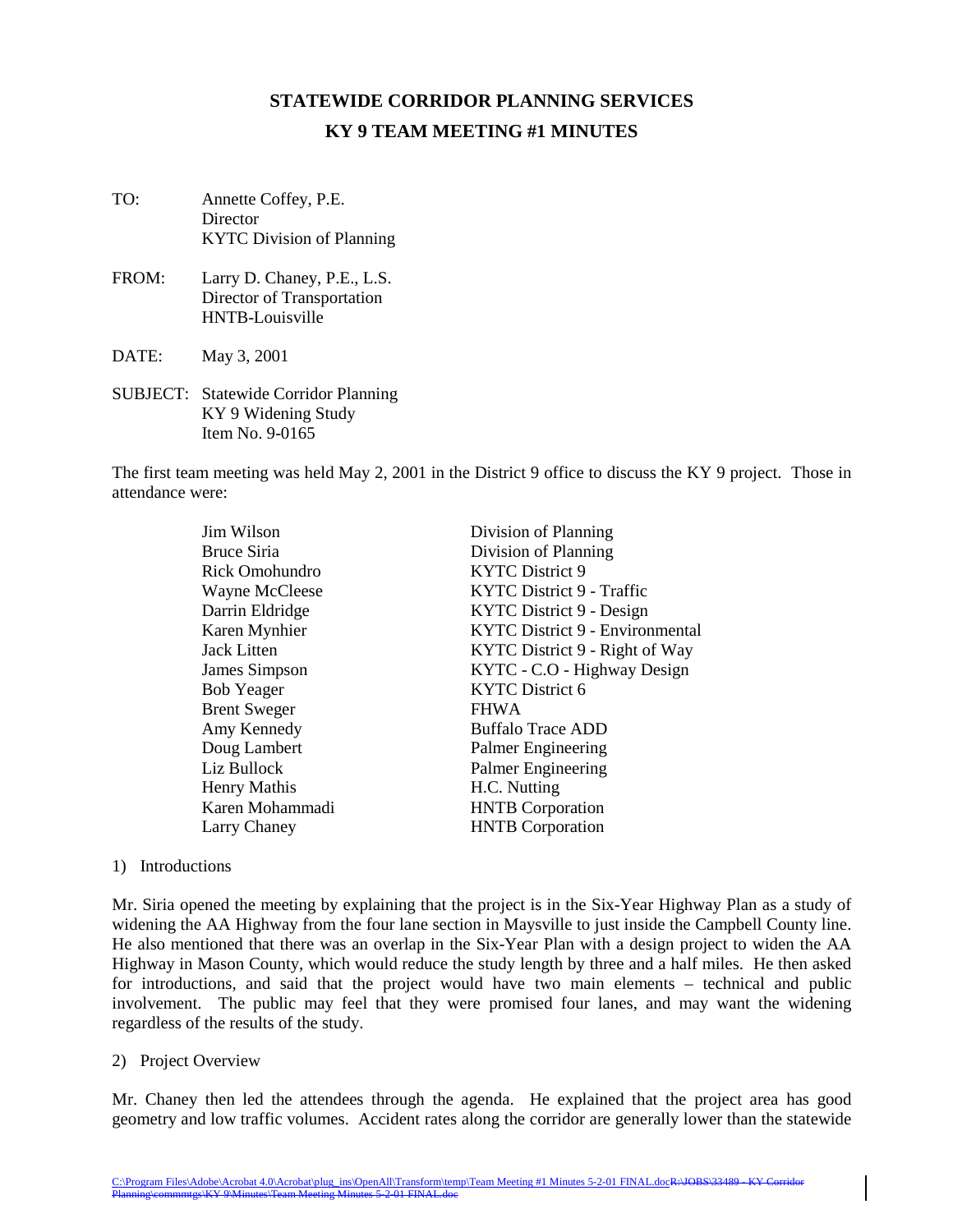# STATEWIDE CORRIDOR PLANNING SERVICES

# KY 9 TEAM MEETING #1 MINUTES

TO: Annette Coffey, P.E.
Director
KYTC Division of Planning

FROM: Larry D. Chaney, P.E., L.S.
Director of Transportation
HNTB-Louisville

DATE: May 3, 2001

SUBJECT: Statewide Corridor Planning
KY 9 Widening Study
Item No. 9-0165

The first team meeting was held May 2, 2001 in the District 9 office to discuss the KY 9 project. Those in attendance were:

| | |
|---|---|
| Jim Wilson | Division of Planning |
| Bruce Siria | Division of Planning |
| Rick Omohundro | KYTC District 9 |
| Wayne McCleese | KYTC District 9 - Traffic |
| Darrin Eldridge | KYTC District 9 - Design |
| Karen Mynhier | KYTC District 9 - Environmental |
| Jack Litten | KYTC District 9 - Right of Way |
| James Simpson | KYTC - C.O - Highway Design |
| Bob Yeager | KYTC District 6 |
| Brent Sweger | FHWA |
| Amy Kennedy | Buffalo Trace ADD |
| Doug Lambert | Palmer Engineering |
| Liz Bullock | Palmer Engineering |
| Henry Mathis | H.C. Nutting |
| Karen Mohammadi | HNTB Corporation |
| Larry Chaney | HNTB Corporation |

1) Introductions

Mr. Siria opened the meeting by explaining that the project is in the Six-Year Highway Plan as a study of widening the AA Highway from the four lane section in Maysville to just inside the Campbell County line. He also mentioned that there was an overlap in the Six-Year Plan with a design project to widen the AA Highway in Mason County, which would reduce the study length by three and a half miles. He then asked for introductions, and said that the project would have two main elements – technical and public involvement. The public may feel that they were promised four lanes, and may want the widening regardless of the results of the study.

2) Project Overview

Mr. Chaney then led the attendees through the agenda. He explained that the project area has good geometry and low traffic volumes. Accident rates along the corridor are generally lower than the statewide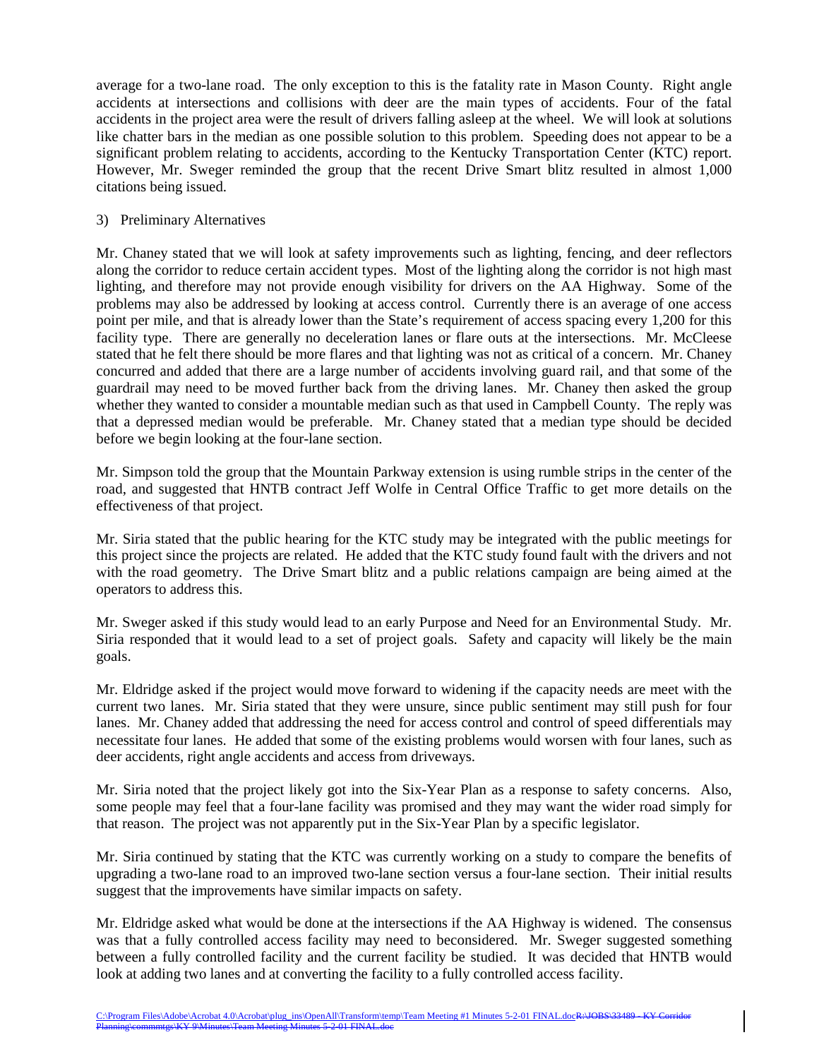average for a two-lane road. The only exception to this is the fatality rate in Mason County. Right angle accidents at intersections and collisions with deer are the main types of accidents. Four of the fatal accidents in the project area were the result of drivers falling asleep at the wheel. We will look at solutions like chatter bars in the median as one possible solution to this problem. Speeding does not appear to be a significant problem relating to accidents, according to the Kentucky Transportation Center (KTC) report. However, Mr. Sweger reminded the group that the recent Drive Smart blitz resulted in almost 1,000 citations being issued.

3) Preliminary Alternatives

Mr. Chaney stated that we will look at safety improvements such as lighting, fencing, and deer reflectors along the corridor to reduce certain accident types. Most of the lighting along the corridor is not high mast lighting, and therefore may not provide enough visibility for drivers on the AA Highway. Some of the problems may also be addressed by looking at access control. Currently there is an average of one access point per mile, and that is already lower than the State's requirement of access spacing every 1,200 for this facility type. There are generally no deceleration lanes or flare outs at the intersections. Mr. McCleese stated that he felt there should be more flares and that lighting was not as critical of a concern. Mr. Chaney concurred and added that there are a large number of accidents involving guard rail, and that some of the guardrail may need to be moved further back from the driving lanes. Mr. Chaney then asked the group whether they wanted to consider a mountable median such as that used in Campbell County. The reply was that a depressed median would be preferable. Mr. Chaney stated that a median type should be decided before we begin looking at the four-lane section.

Mr. Simpson told the group that the Mountain Parkway extension is using rumble strips in the center of the road, and suggested that HNTB contract Jeff Wolfe in Central Office Traffic to get more details on the effectiveness of that project.

Mr. Siria stated that the public hearing for the KTC study may be integrated with the public meetings for this project since the projects are related. He added that the KTC study found fault with the drivers and not with the road geometry. The Drive Smart blitz and a public relations campaign are being aimed at the operators to address this.

Mr. Sweger asked if this study would lead to an early Purpose and Need for an Environmental Study. Mr. Siria responded that it would lead to a set of project goals. Safety and capacity will likely be the main goals.

Mr. Eldridge asked if the project would move forward to widening if the capacity needs are meet with the current two lanes. Mr. Siria stated that they were unsure, since public sentiment may still push for four lanes. Mr. Chaney added that addressing the need for access control and control of speed differentials may necessitate four lanes. He added that some of the existing problems would worsen with four lanes, such as deer accidents, right angle accidents and access from driveways.

Mr. Siria noted that the project likely got into the Six-Year Plan as a response to safety concerns. Also, some people may feel that a four-lane facility was promised and they may want the wider road simply for that reason. The project was not apparently put in the Six-Year Plan by a specific legislator.

Mr. Siria continued by stating that the KTC was currently working on a study to compare the benefits of upgrading a two-lane road to an improved two-lane section versus a four-lane section. Their initial results suggest that the improvements have similar impacts on safety.

Mr. Eldridge asked what would be done at the intersections if the AA Highway is widened. The consensus was that a fully controlled access facility may need to beconsidered. Mr. Sweger suggested something between a fully controlled facility and the current facility be studied. It was decided that HNTB would look at adding two lanes and at converting the facility to a fully controlled access facility.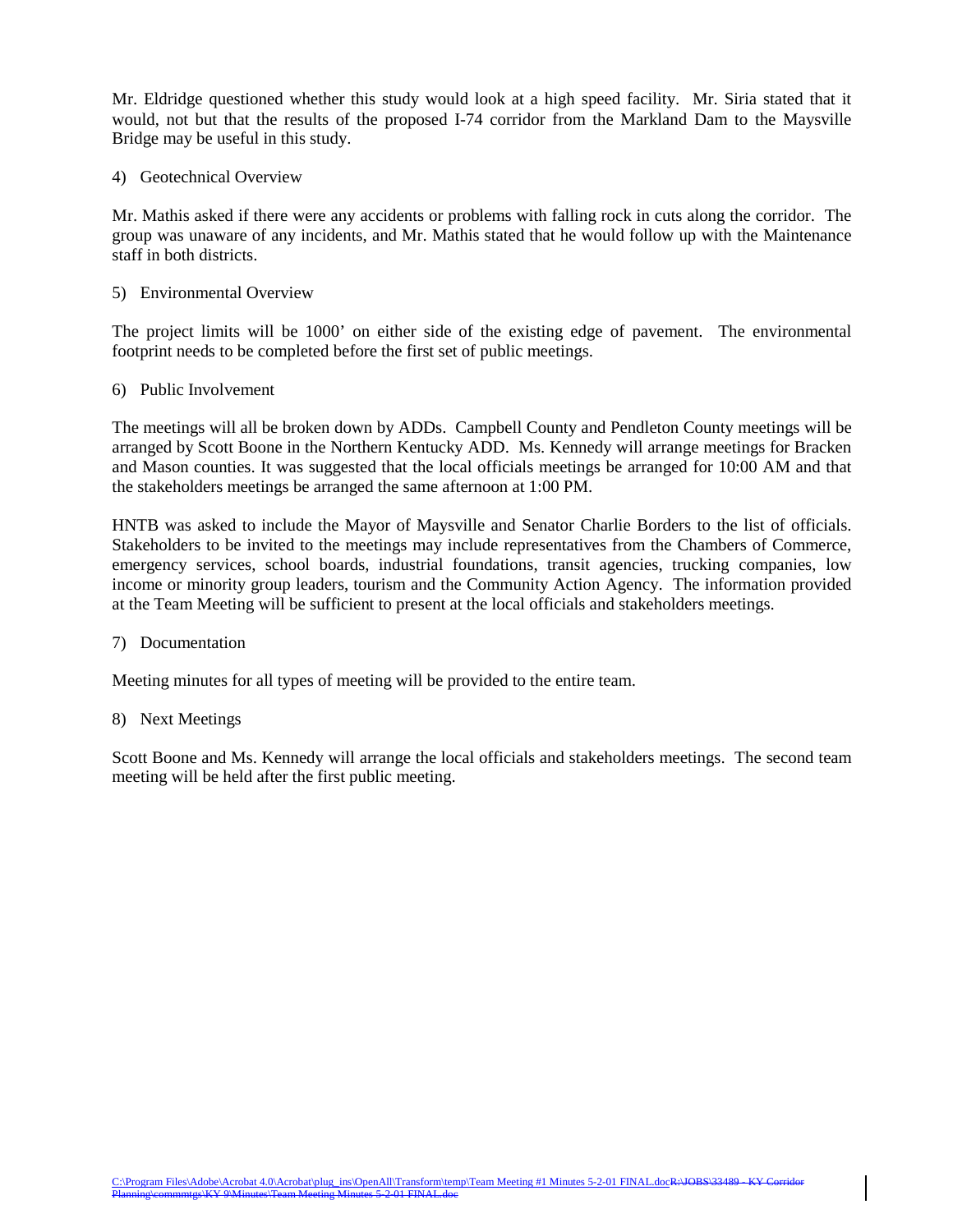Mr. Eldridge questioned whether this study would look at a high speed facility. Mr. Siria stated that it would, not but that the results of the proposed I-74 corridor from the Markland Dam to the Maysville Bridge may be useful in this study.

4) Geotechnical Overview

Mr. Mathis asked if there were any accidents or problems with falling rock in cuts along the corridor. The group was unaware of any incidents, and Mr. Mathis stated that he would follow up with the Maintenance staff in both districts.

5) Environmental Overview

The project limits will be 1000' on either side of the existing edge of pavement. The environmental footprint needs to be completed before the first set of public meetings.

6) Public Involvement

The meetings will all be broken down by ADDs. Campbell County and Pendleton County meetings will be arranged by Scott Boone in the Northern Kentucky ADD. Ms. Kennedy will arrange meetings for Bracken and Mason counties. It was suggested that the local officials meetings be arranged for 10:00 AM and that the stakeholders meetings be arranged the same afternoon at 1:00 PM.

HNTB was asked to include the Mayor of Maysville and Senator Charlie Borders to the list of officials. Stakeholders to be invited to the meetings may include representatives from the Chambers of Commerce, emergency services, school boards, industrial foundations, transit agencies, trucking companies, low income or minority group leaders, tourism and the Community Action Agency. The information provided at the Team Meeting will be sufficient to present at the local officials and stakeholders meetings.

7) Documentation

Meeting minutes for all types of meeting will be provided to the entire team.

8) Next Meetings

Scott Boone and Ms. Kennedy will arrange the local officials and stakeholders meetings. The second team meeting will be held after the first public meeting.

C:\Program Files\Adobe\Acrobat 4.0\Acrobat\plug_ins\OpenAll\Transform\temp\Team Meeting #1 Minutes 5-2-01 FINAL.doc~~R:\JOBS\33489 - KY Corridor Planning\commmtgs\KY 9\Minutes\Team Meeting Minutes 5-2-01 FINAL.doc~~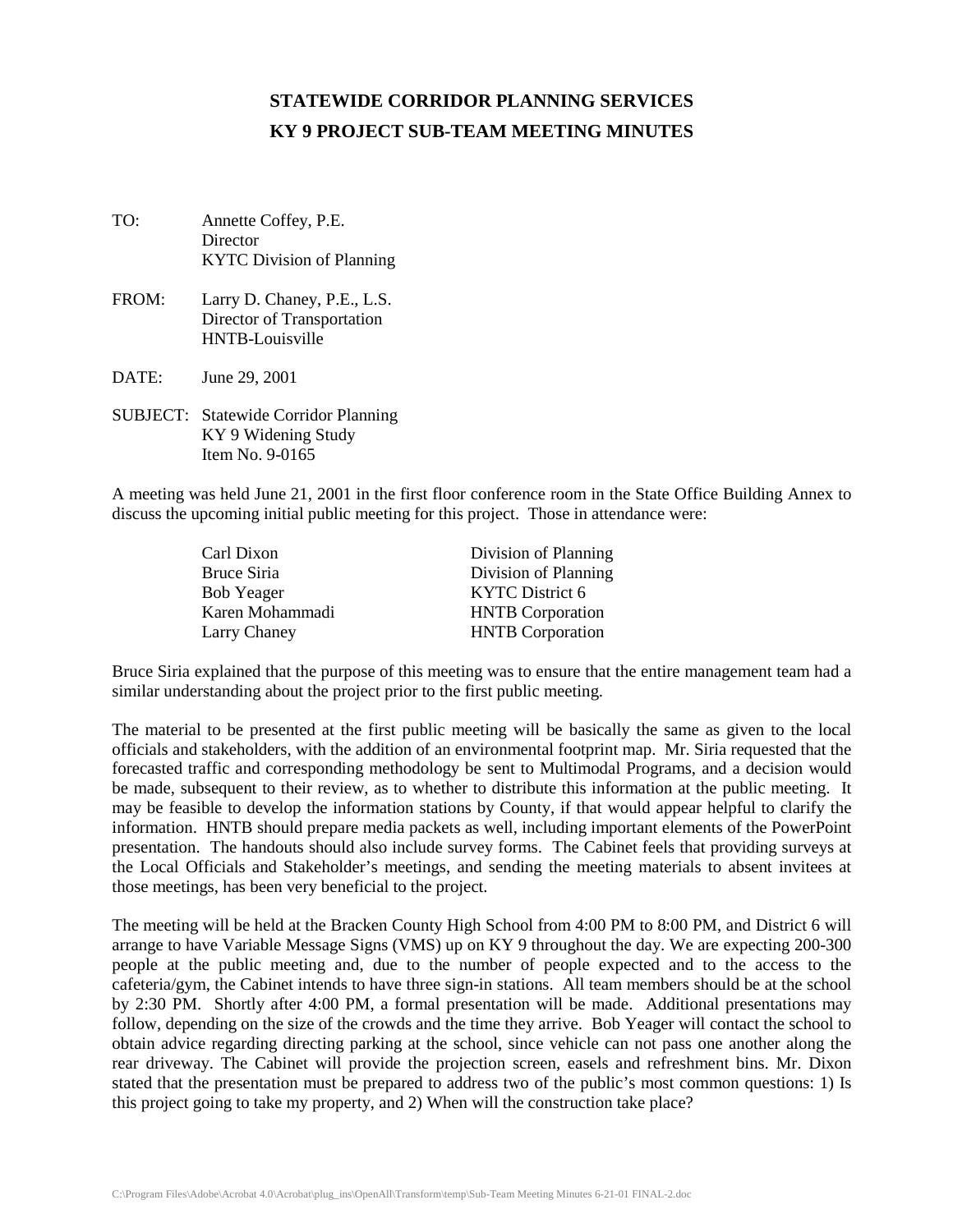# STATEWIDE CORRIDOR PLANNING SERVICES
# KY 9 PROJECT SUB-TEAM MEETING MINUTES

TO: Annette Coffey, P.E.
Director
KYTC Division of Planning

FROM: Larry D. Chaney, P.E., L.S.
Director of Transportation
HNTB-Louisville

DATE: June 29, 2001

SUBJECT: Statewide Corridor Planning
KY 9 Widening Study
Item No. 9-0165

A meeting was held June 21, 2001 in the first floor conference room in the State Office Building Annex to discuss the upcoming initial public meeting for this project. Those in attendance were:

| | |
|---|---|
| Carl Dixon | Division of Planning |
| Bruce Siria | Division of Planning |
| Bob Yeager | KYTC District 6 |
| Karen Mohammadi | HNTB Corporation |
| Larry Chaney | HNTB Corporation |

Bruce Siria explained that the purpose of this meeting was to ensure that the entire management team had a similar understanding about the project prior to the first public meeting.

The material to be presented at the first public meeting will be basically the same as given to the local officials and stakeholders, with the addition of an environmental footprint map. Mr. Siria requested that the forecasted traffic and corresponding methodology be sent to Multimodal Programs, and a decision would be made, subsequent to their review, as to whether to distribute this information at the public meeting. It may be feasible to develop the information stations by County, if that would appear helpful to clarify the information. HNTB should prepare media packets as well, including important elements of the PowerPoint presentation. The handouts should also include survey forms. The Cabinet feels that providing surveys at the Local Officials and Stakeholder's meetings, and sending the meeting materials to absent invitees at those meetings, has been very beneficial to the project.

The meeting will be held at the Bracken County High School from 4:00 PM to 8:00 PM, and District 6 will arrange to have Variable Message Signs (VMS) up on KY 9 throughout the day. We are expecting 200-300 people at the public meeting and, due to the number of people expected and to the access to the cafeteria/gym, the Cabinet intends to have three sign-in stations. All team members should be at the school by 2:30 PM. Shortly after 4:00 PM, a formal presentation will be made. Additional presentations may follow, depending on the size of the crowds and the time they arrive. Bob Yeager will contact the school to obtain advice regarding directing parking at the school, since vehicle can not pass one another along the rear driveway. The Cabinet will provide the projection screen, easels and refreshment bins. Mr. Dixon stated that the presentation must be prepared to address two of the public's most common questions: 1) Is this project going to take my property, and 2) When will the construction take place?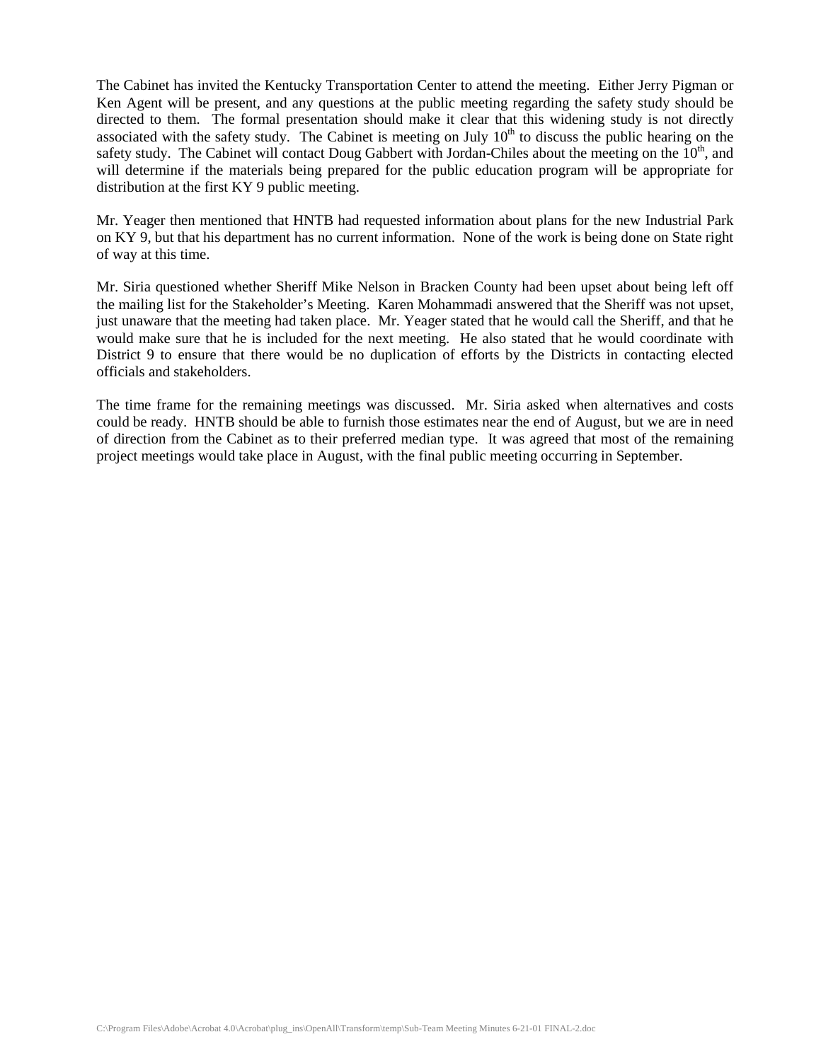The Cabinet has invited the Kentucky Transportation Center to attend the meeting. Either Jerry Pigman or Ken Agent will be present, and any questions at the public meeting regarding the safety study should be directed to them. The formal presentation should make it clear that this widening study is not directly associated with the safety study. The Cabinet is meeting on July 10th to discuss the public hearing on the safety study. The Cabinet will contact Doug Gabbert with Jordan-Chiles about the meeting on the 10th, and will determine if the materials being prepared for the public education program will be appropriate for distribution at the first KY 9 public meeting.

Mr. Yeager then mentioned that HNTB had requested information about plans for the new Industrial Park on KY 9, but that his department has no current information. None of the work is being done on State right of way at this time.

Mr. Siria questioned whether Sheriff Mike Nelson in Bracken County had been upset about being left off the mailing list for the Stakeholder's Meeting. Karen Mohammadi answered that the Sheriff was not upset, just unaware that the meeting had taken place. Mr. Yeager stated that he would call the Sheriff, and that he would make sure that he is included for the next meeting. He also stated that he would coordinate with District 9 to ensure that there would be no duplication of efforts by the Districts in contacting elected officials and stakeholders.

The time frame for the remaining meetings was discussed. Mr. Siria asked when alternatives and costs could be ready. HNTB should be able to furnish those estimates near the end of August, but we are in need of direction from the Cabinet as to their preferred median type. It was agreed that most of the remaining project meetings would take place in August, with the final public meeting occurring in September.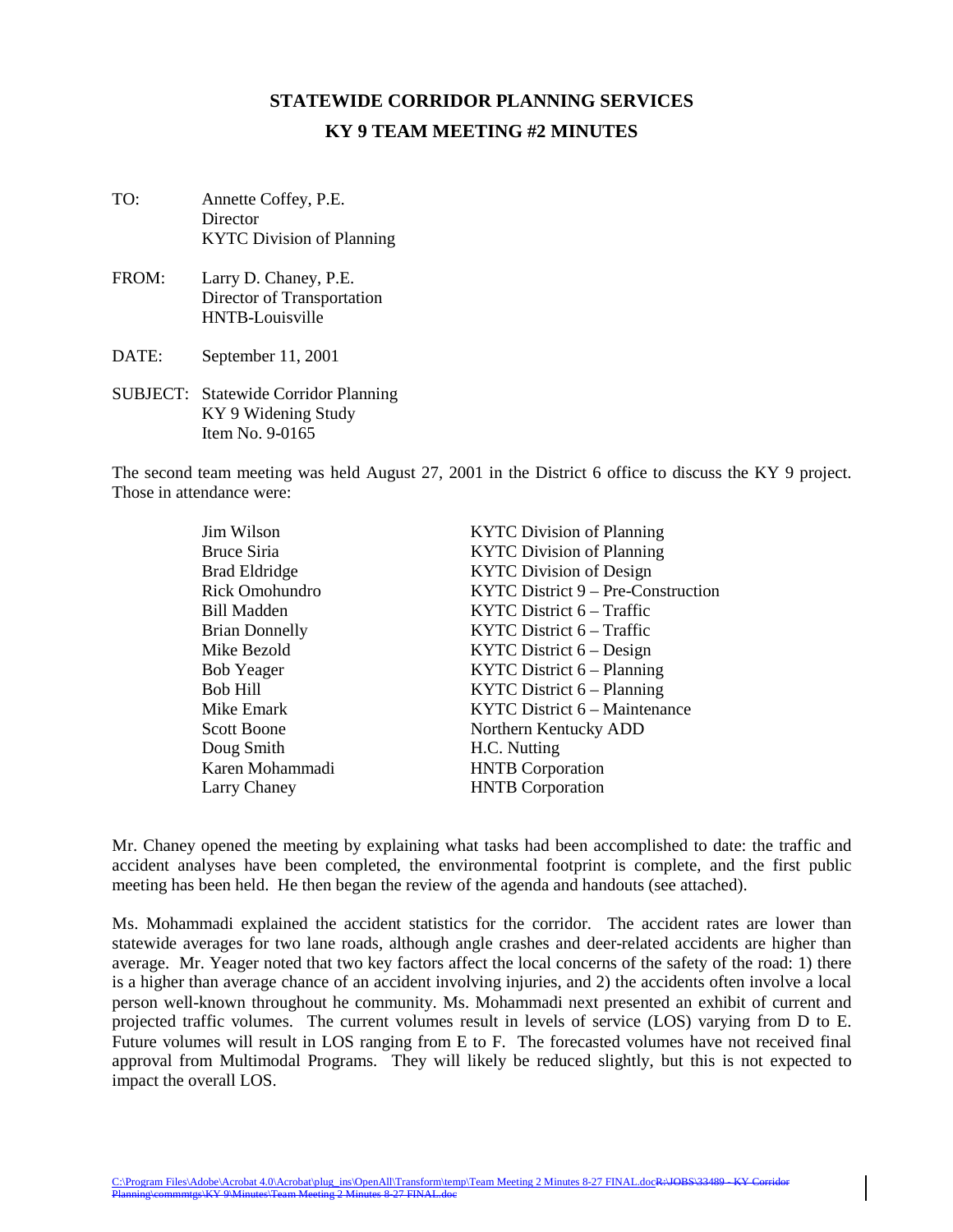# STATEWIDE CORRIDOR PLANNING SERVICES

## KY 9 TEAM MEETING #2 MINUTES

TO: Annette Coffey, P.E.
Director
KYTC Division of Planning

FROM: Larry D. Chaney, P.E.
Director of Transportation
HNTB-Louisville

DATE: September 11, 2001

SUBJECT: Statewide Corridor Planning
KY 9 Widening Study
Item No. 9-0165

The second team meeting was held August 27, 2001 in the District 6 office to discuss the KY 9 project. Those in attendance were:

| | |
|---|---|
| Jim Wilson | KYTC Division of Planning |
| Bruce Siria | KYTC Division of Planning |
| Brad Eldridge | KYTC Division of Design |
| Rick Omohundro | KYTC District 9 – Pre-Construction |
| Bill Madden | KYTC District 6 – Traffic |
| Brian Donnelly | KYTC District 6 – Traffic |
| Mike Bezold | KYTC District 6 – Design |
| Bob Yeager | KYTC District 6 – Planning |
| Bob Hill | KYTC District 6 – Planning |
| Mike Emark | KYTC District 6 – Maintenance |
| Scott Boone | Northern Kentucky ADD |
| Doug Smith | H.C. Nutting |
| Karen Mohammadi | HNTB Corporation |
| Larry Chaney | HNTB Corporation |

Mr. Chaney opened the meeting by explaining what tasks had been accomplished to date: the traffic and accident analyses have been completed, the environmental footprint is complete, and the first public meeting has been held. He then began the review of the agenda and handouts (see attached).

Ms. Mohammadi explained the accident statistics for the corridor. The accident rates are lower than statewide averages for two lane roads, although angle crashes and deer-related accidents are higher than average. Mr. Yeager noted that two key factors affect the local concerns of the safety of the road: 1) there is a higher than average chance of an accident involving injuries, and 2) the accidents often involve a local person well-known throughout he community. Ms. Mohammadi next presented an exhibit of current and projected traffic volumes. The current volumes result in levels of service (LOS) varying from D to E. Future volumes will result in LOS ranging from E to F. The forecasted volumes have not received final approval from Multimodal Programs. They will likely be reduced slightly, but this is not expected to impact the overall LOS.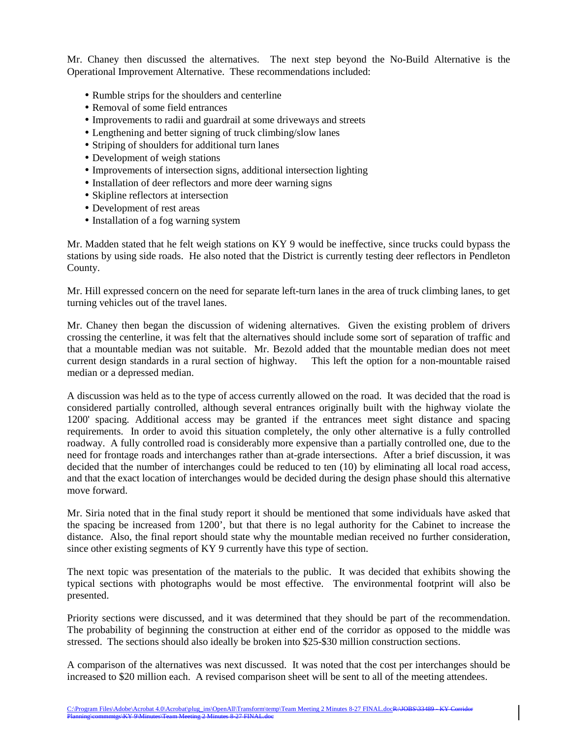Mr. Chaney then discussed the alternatives. The next step beyond the No-Build Alternative is the Operational Improvement Alternative. These recommendations included:

- Rumble strips for the shoulders and centerline
- Removal of some field entrances
- Improvements to radii and guardrail at some driveways and streets
- Lengthening and better signing of truck climbing/slow lanes
- Striping of shoulders for additional turn lanes
- Development of weigh stations
- Improvements of intersection signs, additional intersection lighting
- Installation of deer reflectors and more deer warning signs
- Skipline reflectors at intersection
- Development of rest areas
- Installation of a fog warning system

Mr. Madden stated that he felt weigh stations on KY 9 would be ineffective, since trucks could bypass the stations by using side roads. He also noted that the District is currently testing deer reflectors in Pendleton County.

Mr. Hill expressed concern on the need for separate left-turn lanes in the area of truck climbing lanes, to get turning vehicles out of the travel lanes.

Mr. Chaney then began the discussion of widening alternatives. Given the existing problem of drivers crossing the centerline, it was felt that the alternatives should include some sort of separation of traffic and that a mountable median was not suitable. Mr. Bezold added that the mountable median does not meet current design standards in a rural section of highway. This left the option for a non-mountable raised median or a depressed median.

A discussion was held as to the type of access currently allowed on the road. It was decided that the road is considered partially controlled, although several entrances originally built with the highway violate the 1200' spacing. Additional access may be granted if the entrances meet sight distance and spacing requirements. In order to avoid this situation completely, the only other alternative is a fully controlled roadway. A fully controlled road is considerably more expensive than a partially controlled one, due to the need for frontage roads and interchanges rather than at-grade intersections. After a brief discussion, it was decided that the number of interchanges could be reduced to ten (10) by eliminating all local road access, and that the exact location of interchanges would be decided during the design phase should this alternative move forward.

Mr. Siria noted that in the final study report it should be mentioned that some individuals have asked that the spacing be increased from 1200', but that there is no legal authority for the Cabinet to increase the distance. Also, the final report should state why the mountable median received no further consideration, since other existing segments of KY 9 currently have this type of section.

The next topic was presentation of the materials to the public. It was decided that exhibits showing the typical sections with photographs would be most effective. The environmental footprint will also be presented.

Priority sections were discussed, and it was determined that they should be part of the recommendation. The probability of beginning the construction at either end of the corridor as opposed to the middle was stressed. The sections should also ideally be broken into $25-$30 million construction sections.

A comparison of the alternatives was next discussed. It was noted that the cost per interchanges should be increased to $20 million each. A revised comparison sheet will be sent to all of the meeting attendees.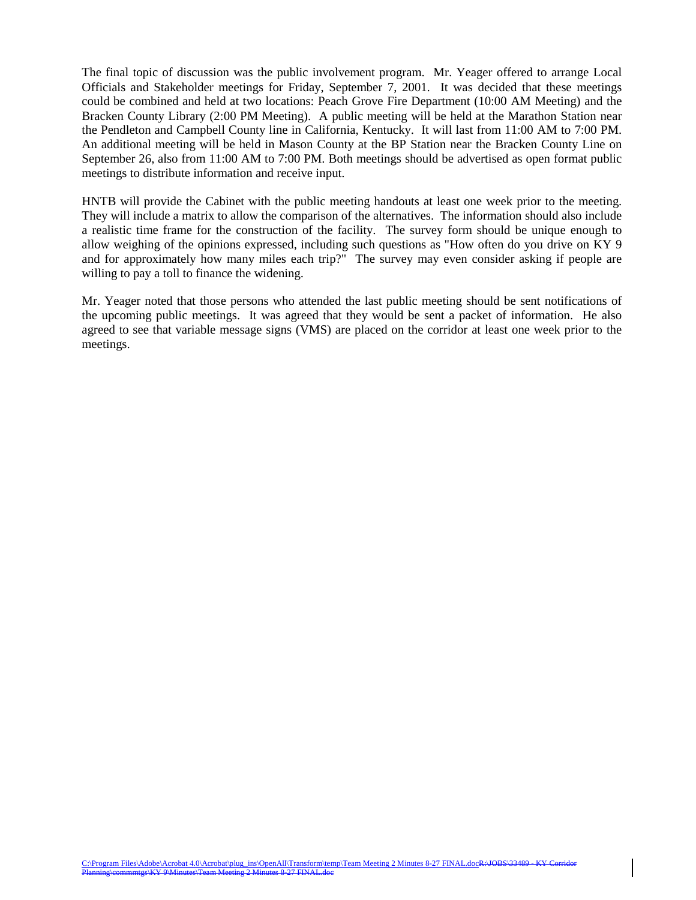The final topic of discussion was the public involvement program. Mr. Yeager offered to arrange Local Officials and Stakeholder meetings for Friday, September 7, 2001. It was decided that these meetings could be combined and held at two locations: Peach Grove Fire Department (10:00 AM Meeting) and the Bracken County Library (2:00 PM Meeting). A public meeting will be held at the Marathon Station near the Pendleton and Campbell County line in California, Kentucky. It will last from 11:00 AM to 7:00 PM. An additional meeting will be held in Mason County at the BP Station near the Bracken County Line on September 26, also from 11:00 AM to 7:00 PM. Both meetings should be advertised as open format public meetings to distribute information and receive input.

HNTB will provide the Cabinet with the public meeting handouts at least one week prior to the meeting. They will include a matrix to allow the comparison of the alternatives. The information should also include a realistic time frame for the construction of the facility. The survey form should be unique enough to allow weighing of the opinions expressed, including such questions as "How often do you drive on KY 9 and for approximately how many miles each trip?" The survey may even consider asking if people are willing to pay a toll to finance the widening.

Mr. Yeager noted that those persons who attended the last public meeting should be sent notifications of the upcoming public meetings. It was agreed that they would be sent a packet of information. He also agreed to see that variable message signs (VMS) are placed on the corridor at least one week prior to the meetings.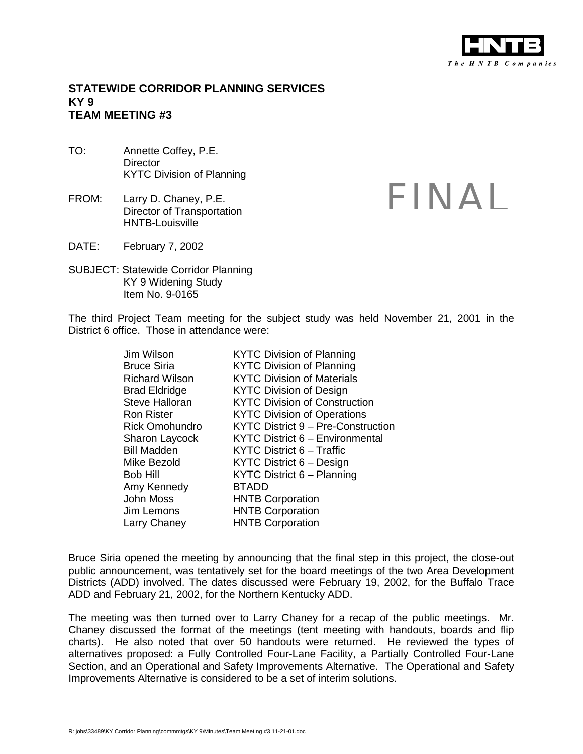**STATEWIDE CORRIDOR PLANNING SERVICES**
**KY 9**
**TEAM MEETING #3**

TO: Annette Coffey, P.E.
Director
KYTC Division of Planning

FROM: Larry D. Chaney, P.E.
Director of Transportation
HNTB-Louisville

FINAL

DATE: February 7, 2002

SUBJECT: Statewide Corridor Planning
KY 9 Widening Study
Item No. 9-0165

The third Project Team meeting for the subject study was held November 21, 2001 in the District 6 office. Those in attendance were:

| | |
|---|---|
| Jim Wilson | KYTC Division of Planning |
| Bruce Siria | KYTC Division of Planning |
| Richard Wilson | KYTC Division of Materials |
| Brad Eldridge | KYTC Division of Design |
| Steve Halloran | KYTC Division of Construction |
| Ron Rister | KYTC Division of Operations |
| Rick Omohundro | KYTC District 9 – Pre-Construction |
| Sharon Laycock | KYTC District 6 – Environmental |
| Bill Madden | KYTC District 6 – Traffic |
| Mike Bezold | KYTC District 6 – Design |
| Bob Hill | KYTC District 6 – Planning |
| Amy Kennedy | BTADD |
| John Moss | HNTB Corporation |
| Jim Lemons | HNTB Corporation |
| Larry Chaney | HNTB Corporation |

Bruce Siria opened the meeting by announcing that the final step in this project, the close-out public announcement, was tentatively set for the board meetings of the two Area Development Districts (ADD) involved. The dates discussed were February 19, 2002, for the Buffalo Trace ADD and February 21, 2002, for the Northern Kentucky ADD.

The meeting was then turned over to Larry Chaney for a recap of the public meetings. Mr. Chaney discussed the format of the meetings (tent meeting with handouts, boards and flip charts). He also noted that over 50 handouts were returned. He reviewed the types of alternatives proposed: a Fully Controlled Four-Lane Facility, a Partially Controlled Four-Lane Section, and an Operational and Safety Improvements Alternative. The Operational and Safety Improvements Alternative is considered to be a set of interim solutions.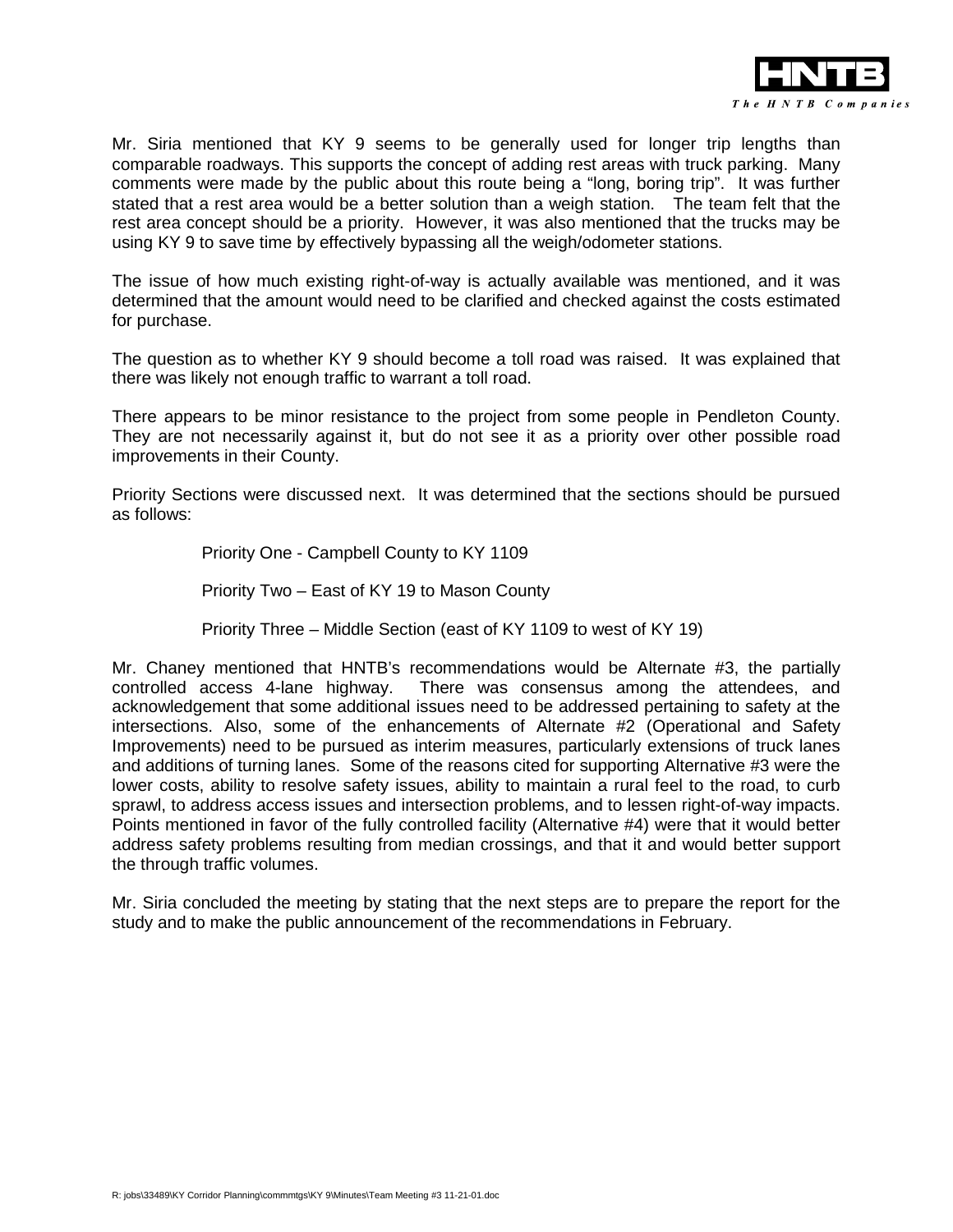Mr. Siria mentioned that KY 9 seems to be generally used for longer trip lengths than comparable roadways. This supports the concept of adding rest areas with truck parking. Many comments were made by the public about this route being a “long, boring trip”. It was further stated that a rest area would be a better solution than a weigh station. The team felt that the rest area concept should be a priority. However, it was also mentioned that the trucks may be using KY 9 to save time by effectively bypassing all the weigh/odometer stations.

The issue of how much existing right-of-way is actually available was mentioned, and it was determined that the amount would need to be clarified and checked against the costs estimated for purchase.

The question as to whether KY 9 should become a toll road was raised. It was explained that there was likely not enough traffic to warrant a toll road.

There appears to be minor resistance to the project from some people in Pendleton County. They are not necessarily against it, but do not see it as a priority over other possible road improvements in their County.

Priority Sections were discussed next. It was determined that the sections should be pursued as follows:

Priority One - Campbell County to KY 1109

Priority Two – East of KY 19 to Mason County

Priority Three – Middle Section (east of KY 1109 to west of KY 19)

Mr. Chaney mentioned that HNTB’s recommendations would be Alternate #3, the partially controlled access 4-lane highway. There was consensus among the attendees, and acknowledgement that some additional issues need to be addressed pertaining to safety at the intersections. Also, some of the enhancements of Alternate #2 (Operational and Safety Improvements) need to be pursued as interim measures, particularly extensions of truck lanes and additions of turning lanes. Some of the reasons cited for supporting Alternative #3 were the lower costs, ability to resolve safety issues, ability to maintain a rural feel to the road, to curb sprawl, to address access issues and intersection problems, and to lessen right-of-way impacts. Points mentioned in favor of the fully controlled facility (Alternative #4) were that it would better address safety problems resulting from median crossings, and that it and would better support the through traffic volumes.

Mr. Siria concluded the meeting by stating that the next steps are to prepare the report for the study and to make the public announcement of the recommendations in February.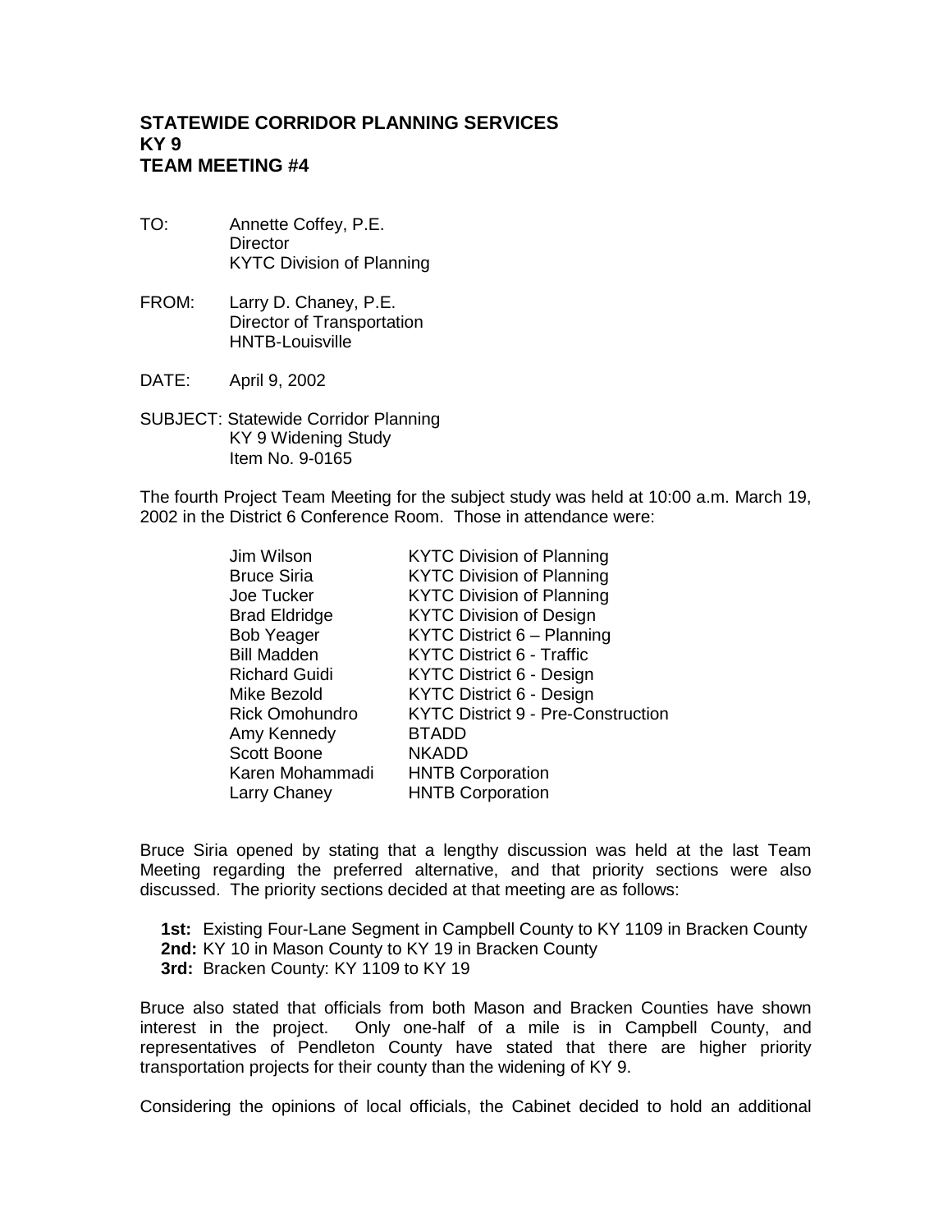**STATEWIDE CORRIDOR PLANNING SERVICES**
**KY 9**
**TEAM MEETING #4**

TO: Annette Coffey, P.E.
Director
KYTC Division of Planning

FROM: Larry D. Chaney, P.E.
Director of Transportation
HNTB-Louisville

DATE: April 9, 2002

SUBJECT: Statewide Corridor Planning
KY 9 Widening Study
Item No. 9-0165

The fourth Project Team Meeting for the subject study was held at 10:00 a.m. March 19, 2002 in the District 6 Conference Room. Those in attendance were:

| | |
|---|---|
| Jim Wilson | KYTC Division of Planning |
| Bruce Siria | KYTC Division of Planning |
| Joe Tucker | KYTC Division of Planning |
| Brad Eldridge | KYTC Division of Design |
| Bob Yeager | KYTC District 6 – Planning |
| Bill Madden | KYTC District 6 - Traffic |
| Richard Guidi | KYTC District 6 - Design |
| Mike Bezold | KYTC District 6 - Design |
| Rick Omohundro | KYTC District 9 - Pre-Construction |
| Amy Kennedy | BTADD |
| Scott Boone | NKADD |
| Karen Mohammadi | HNTB Corporation |
| Larry Chaney | HNTB Corporation |

Bruce Siria opened by stating that a lengthy discussion was held at the last Team Meeting regarding the preferred alternative, and that priority sections were also discussed. The priority sections decided at that meeting are as follows:

**1st:** Existing Four-Lane Segment in Campbell County to KY 1109 in Bracken County
**2nd:** KY 10 in Mason County to KY 19 in Bracken County
**3rd:** Bracken County: KY 1109 to KY 19

Bruce also stated that officials from both Mason and Bracken Counties have shown interest in the project. Only one-half of a mile is in Campbell County, and representatives of Pendleton County have stated that there are higher priority transportation projects for their county than the widening of KY 9.

Considering the opinions of local officials, the Cabinet decided to hold an additional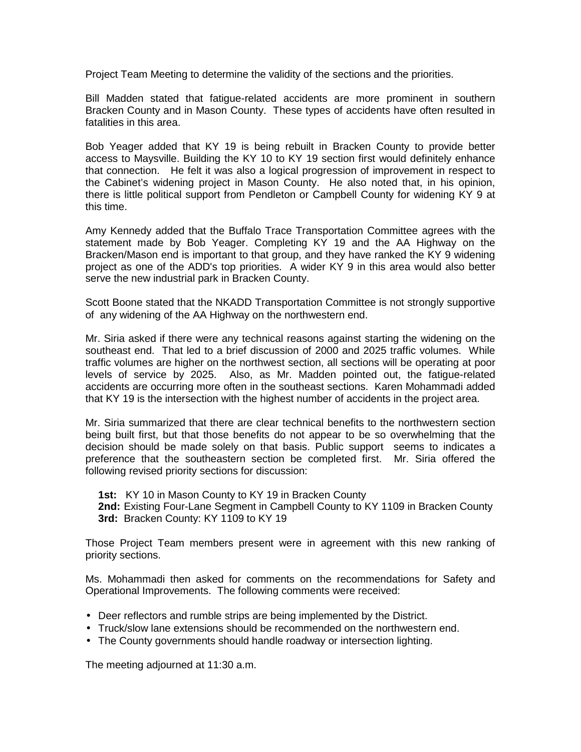Project Team Meeting to determine the validity of the sections and the priorities.

Bill Madden stated that fatigue-related accidents are more prominent in southern Bracken County and in Mason County. These types of accidents have often resulted in fatalities in this area.

Bob Yeager added that KY 19 is being rebuilt in Bracken County to provide better access to Maysville. Building the KY 10 to KY 19 section first would definitely enhance that connection. He felt it was also a logical progression of improvement in respect to the Cabinet's widening project in Mason County. He also noted that, in his opinion, there is little political support from Pendleton or Campbell County for widening KY 9 at this time.

Amy Kennedy added that the Buffalo Trace Transportation Committee agrees with the statement made by Bob Yeager. Completing KY 19 and the AA Highway on the Bracken/Mason end is important to that group, and they have ranked the KY 9 widening project as one of the ADD's top priorities. A wider KY 9 in this area would also better serve the new industrial park in Bracken County.

Scott Boone stated that the NKADD Transportation Committee is not strongly supportive of any widening of the AA Highway on the northwestern end.

Mr. Siria asked if there were any technical reasons against starting the widening on the southeast end. That led to a brief discussion of 2000 and 2025 traffic volumes. While traffic volumes are higher on the northwest section, all sections will be operating at poor levels of service by 2025. Also, as Mr. Madden pointed out, the fatigue-related accidents are occurring more often in the southeast sections. Karen Mohammadi added that KY 19 is the intersection with the highest number of accidents in the project area.

Mr. Siria summarized that there are clear technical benefits to the northwestern section being built first, but that those benefits do not appear to be so overwhelming that the decision should be made solely on that basis. Public support seems to indicates a preference that the southeastern section be completed first. Mr. Siria offered the following revised priority sections for discussion:

**1st:** KY 10 in Mason County to KY 19 in Bracken County
**2nd:** Existing Four-Lane Segment in Campbell County to KY 1109 in Bracken County
**3rd:** Bracken County: KY 1109 to KY 19

Those Project Team members present were in agreement with this new ranking of priority sections.

Ms. Mohammadi then asked for comments on the recommendations for Safety and Operational Improvements. The following comments were received:

- Deer reflectors and rumble strips are being implemented by the District.
- Truck/slow lane extensions should be recommended on the northwestern end.
- The County governments should handle roadway or intersection lighting.

The meeting adjourned at 11:30 a.m.